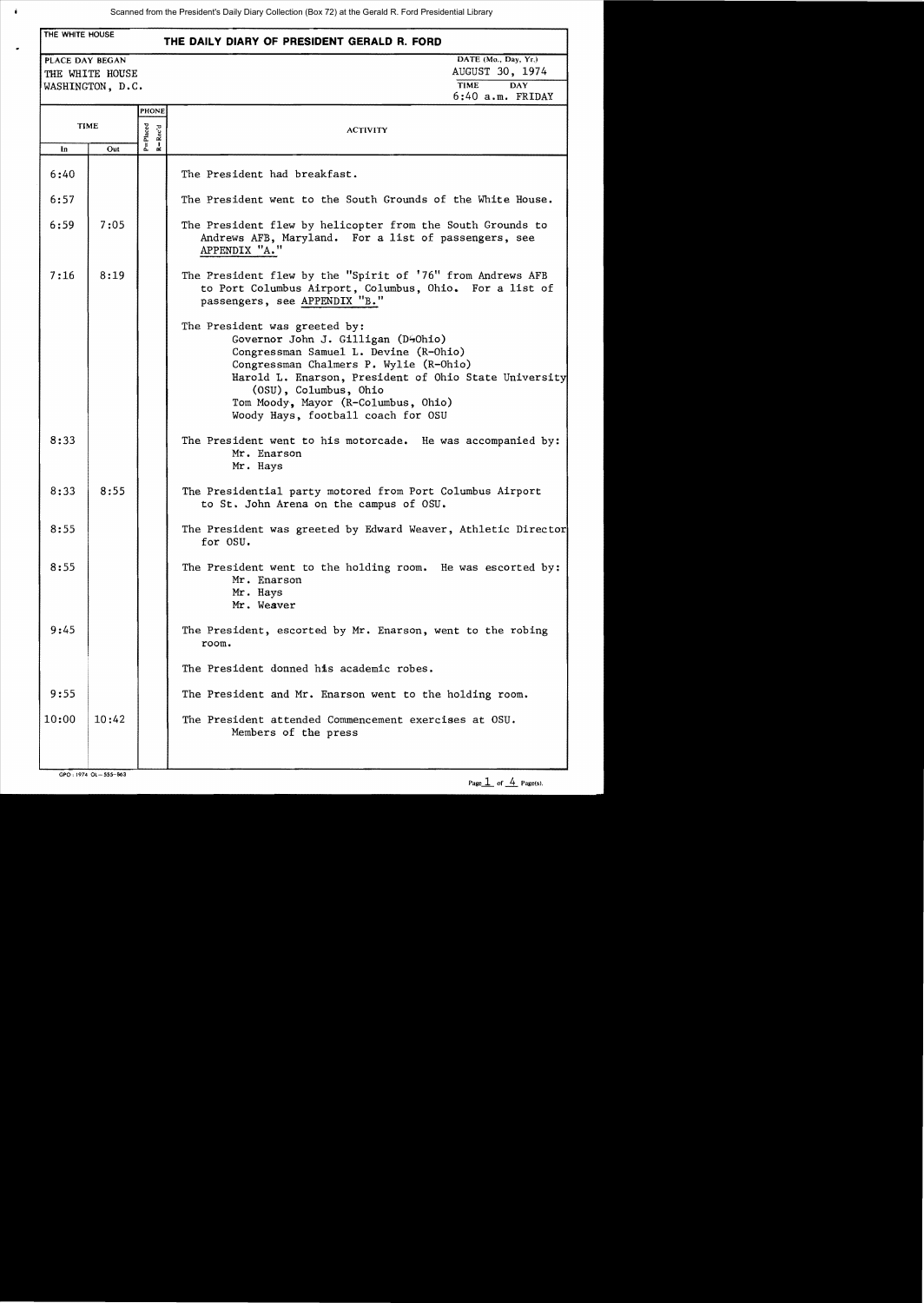Scanned from the President's Daily Diary Collection (Box 72) at the Gerald R. Ford Presidential Library

THE WHITE HOUSE

# THE DAILY DIARY OF PRESIDENT GERALD R. FORD

| PLACE DAY BEGAN | DATE (Mo., Day, Yr.) |
|---|---|
| THE WHITE HOUSE | AUGUST 30, 1974 |
| WASHINGTON, D.C. | TIME: 6:40 a.m. DAY: FRIDAY |

| TIME In | TIME Out | PHONE P=Placed R=Rec'd | ACTIVITY |
|---|---|---|---|
| 6:40 | | | The President had breakfast. |
| 6:57 | | | The President went to the South Grounds of the White House. |
| 6:59 | 7:05 | | The President flew by helicopter from the South Grounds to Andrews AFB, Maryland. For a list of passengers, see APPENDIX "A." |
| 7:16 | 8:19 | | The President flew by the "Spirit of '76" from Andrews AFB to Port Columbus Airport, Columbus, Ohio. For a list of passengers, see APPENDIX "B." |
| | | | The President was greeted by: Governor John J. Gilligan (D-Ohio); Congressman Samuel L. Devine (R-Ohio); Congressman Chalmers P. Wylie (R-Ohio); Harold L. Enarson, President of Ohio State University (OSU), Columbus, Ohio; Tom Moody, Mayor (R-Columbus, Ohio); Woody Hays, football coach for OSU |
| 8:33 | | | The President went to his motorcade. He was accompanied by: Mr. Enarson; Mr. Hays |
| 8:33 | 8:55 | | The Presidential party motored from Port Columbus Airport to St. John Arena on the campus of OSU. |
| 8:55 | | | The President was greeted by Edward Weaver, Athletic Director for OSU. |
| 8:55 | | | The President went to the holding room. He was escorted by: Mr. Enarson; Mr. Hays; Mr. Weaver |
| 9:45 | | | The President, escorted by Mr. Enarson, went to the robing room. |
| | | | The President donned his academic robes. |
| 9:55 | | | The President and Mr. Enarson went to the holding room. |
| 10:00 | 10:42 | | The President attended Commencement exercises at OSU. Members of the press |

GPO : 1974 OL-555-963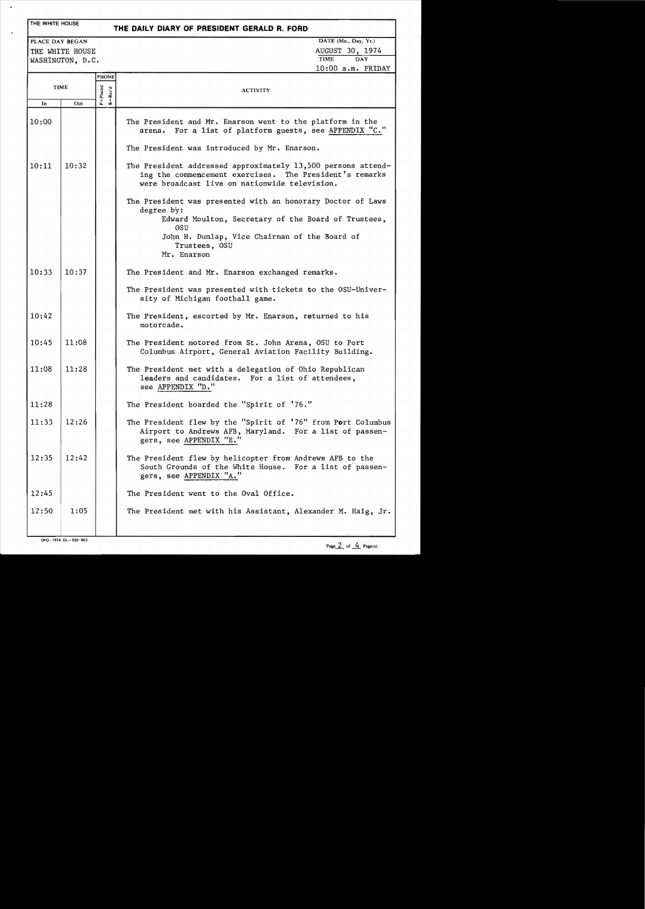THE WHITE HOUSE

# THE DAILY DIARY OF PRESIDENT GERALD R. FORD

| PLACE DAY BEGAN | DATE (Mo., Day, Yr.) |
|---|---|
| THE WHITE HOUSE<br>WASHINGTON, D.C. | AUGUST 30, 1974 |
| | TIME: 10:00 a.m. DAY: FRIDAY |

| TIME In | TIME Out | PHONE P=Placed R=Rec'd | ACTIVITY |
|---|---|---|---|
| 10:00 | | | The President and Mr. Enarson went to the platform in the arena. For a list of platform guests, see APPENDIX "C." |
| | | | The President was introduced by Mr. Enarson. |
| 10:11 | 10:32 | | The President addressed approximately 13,500 persons attending the commencement exercises. The President's remarks were broadcast live on nationwide television. |
| | | | The President was presented with an honorary Doctor of Laws degree by:<br>Edward Moulton, Secretary of the Board of Trustees, OSU<br>John H. Dunlap, Vice Chairman of the Board of Trustees, OSU<br>Mr. Enarson |
| 10:33 | 10:37 | | The President and Mr. Enarson exchanged remarks. |
| | | | The President was presented with tickets to the OSU-University of Michigan football game. |
| 10:42 | | | The President, escorted by Mr. Enarson, returned to his motorcade. |
| 10:45 | 11:08 | | The President motored from St. John Arena, OSU to Port Columbus Airport, General Aviation Facility Building. |
| 11:08 | 11:28 | | The President met with a delegation of Ohio Republican leaders and candidates. For a list of attendees, see APPENDIX "D." |
| 11:28 | | | The President boarded the "Spirit of '76." |
| 11:33 | 12:26 | | The President flew by the "Spirit of '76" from Port Columbus Airport to Andrews AFB, Maryland. For a list of passengers, see APPENDIX "E." |
| 12:35 | 12:42 | | The President flew by helicopter from Andrews AFB to the South Grounds of the White House. For a list of passengers, see APPENDIX "A." |
| 12:45 | | | The President went to the Oval Office. |
| 12:50 | 1:05 | | The President met with his Assistant, Alexander M. Haig, Jr. |

GPO: 1974 OL-555-863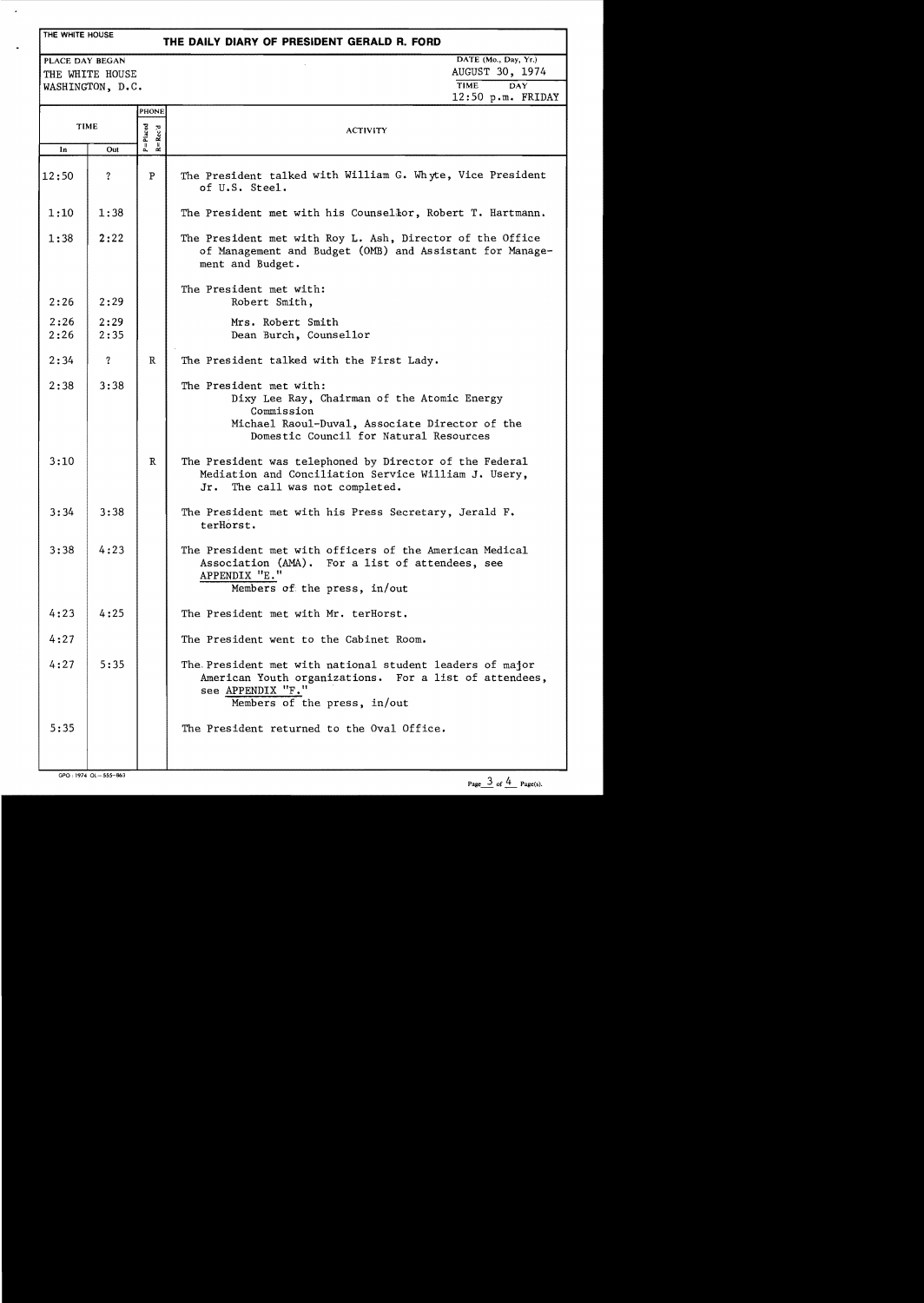THE WHITE HOUSE

# THE DAILY DIARY OF PRESIDENT GERALD R. FORD

| PLACE DAY BEGAN | DATE (Mo., Day, Yr.) |
|---|---|
| THE WHITE HOUSE | AUGUST 30, 1974 |
| WASHINGTON, D.C. | TIME: 12:50 p.m. DAY: FRIDAY |

| TIME In | TIME Out | PHONE (P=Placed, R=Rec'd) | ACTIVITY |
|---|---|---|---|
| 12:50 | ? | P | The President talked with William G. Whyte, Vice President of U.S. Steel. |
| 1:10 | 1:38 | | The President met with his Counsellor, Robert T. Hartmann. |
| 1:38 | 2:22 | | The President met with Roy L. Ash, Director of the Office of Management and Budget (OMB) and Assistant for Management and Budget. |
| | | | The President met with: |
| 2:26 | 2:29 | | Robert Smith, |
| 2:26 | 2:29 | | Mrs. Robert Smith |
| 2:26 | 2:35 | | Dean Burch, Counsellor |
| 2:34 | ? | R | The President talked with the First Lady. |
| 2:38 | 3:38 | | The President met with: Dixy Lee Ray, Chairman of the Atomic Energy Commission; Michael Raoul-Duval, Associate Director of the Domestic Council for Natural Resources |
| 3:10 | | R | The President was telephoned by Director of the Federal Mediation and Conciliation Service William J. Usery, Jr. The call was not completed. |
| 3:34 | 3:38 | | The President met with his Press Secretary, Jerald F. terHorst. |
| 3:38 | 4:23 | | The President met with officers of the American Medical Association (AMA). For a list of attendees, see APPENDIX "E." Members of the press, in/out |
| 4:23 | 4:25 | | The President met with Mr. terHorst. |
| 4:27 | | | The President went to the Cabinet Room. |
| 4:27 | 5:35 | | The President met with national student leaders of major American Youth organizations. For a list of attendees, see APPENDIX "F." Members of the press, in/out |
| 5:35 | | | The President returned to the Oval Office. |

GPO : 1974 OL-555-863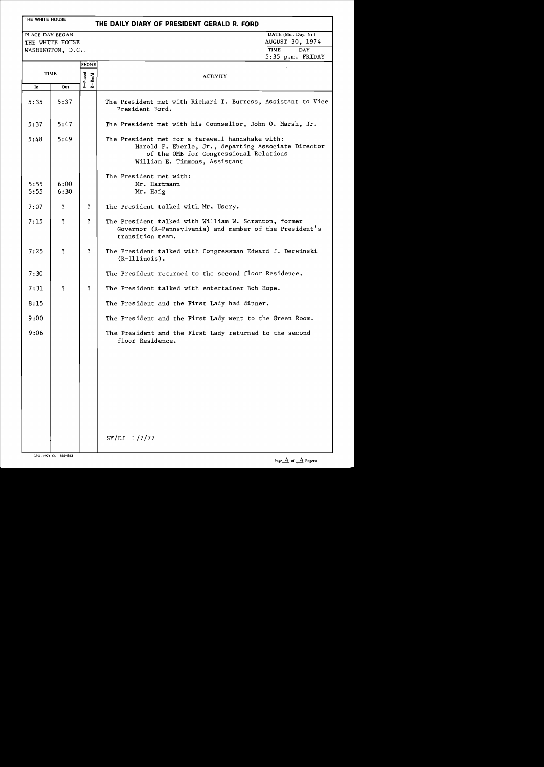THE WHITE HOUSE

# THE DAILY DIARY OF PRESIDENT GERALD R. FORD

PLACE DAY BEGAN
THE WHITE HOUSE
WASHINGTON, D.C.

DATE (Mo., Day, Yr.)
AUGUST 30, 1974

TIME DAY
5:35 p.m. FRIDAY

| TIME In | TIME Out | PHONE P=Placed R=Rec'd | ACTIVITY |
|---|---|---|---|
| 5:35 | 5:37 | | The President met with Richard T. Burress, Assistant to Vice President Ford. |
| 5:37 | 5:47 | | The President met with his Counsellor, John O. Marsh, Jr. |
| 5:48 | 5:49 | | The President met for a farewell handshake with: Harold F. Eberle, Jr., departing Associate Director of the OMB for Congressional Relations; William E. Timmons, Assistant |
| | | | The President met with: |
| 5:55 | 6:00 | | Mr. Hartmann |
| 5:55 | 6:30 | | Mr. Haig |
| 7:07 | ? | ? | The President talked with Mr. Usery. |
| 7:15 | ? | ? | The President talked with William W. Scranton, former Governor (R-Pennsylvania) and member of the President's transition team. |
| 7:25 | ? | ? | The President talked with Congressman Edward J. Derwinski (R-Illinois). |
| 7:30 | | | The President returned to the second floor Residence. |
| 7:31 | ? | ? | The President talked with entertainer Bob Hope. |
| 8:15 | | | The President and the First Lady had dinner. |
| 9:00 | | | The President and the First Lady went to the Green Room. |
| 9:06 | | | The President and the First Lady returned to the second floor Residence. |

SY/EJ 1/7/77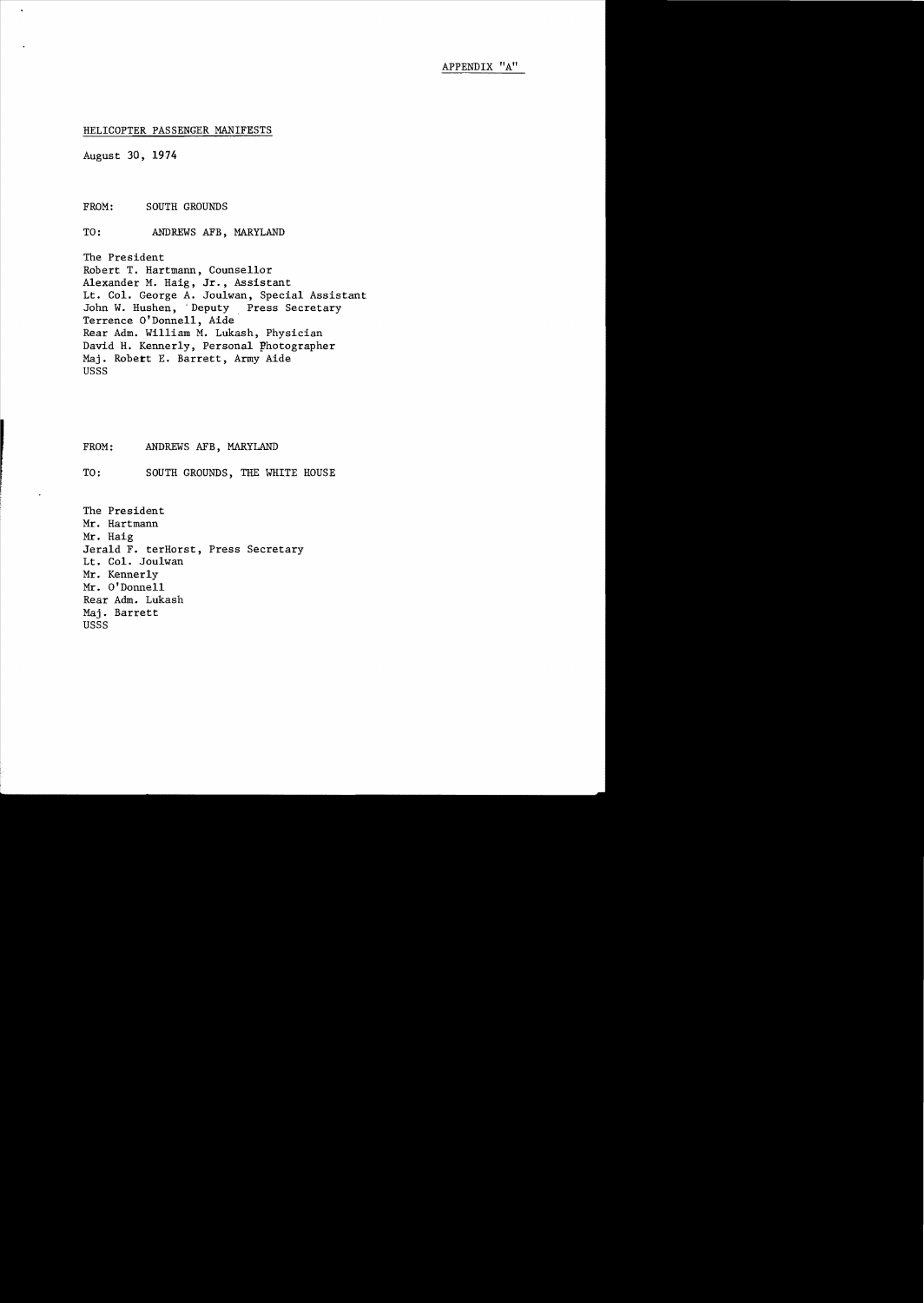APPENDIX "A"

HELICOPTER PASSENGER MANIFESTS

August 30, 1974

FROM: SOUTH GROUNDS

TO: ANDREWS AFB, MARYLAND

The President
Robert T. Hartmann, Counsellor
Alexander M. Haig, Jr., Assistant
Lt. Col. George A. Joulwan, Special Assistant
John W. Hushen, Deputy Press Secretary
Terrence O'Donnell, Aide
Rear Adm. William M. Lukash, Physician
David H. Kennerly, Personal Photographer
Maj. Robert E. Barrett, Army Aide
USSS

FROM: ANDREWS AFB, MARYLAND

TO: SOUTH GROUNDS, THE WHITE HOUSE

The President
Mr. Hartmann
Mr. Haig
Jerald F. terHorst, Press Secretary
Lt. Col. Joulwan
Mr. Kennerly
Mr. O'Donnell
Rear Adm. Lukash
Maj. Barrett
USSS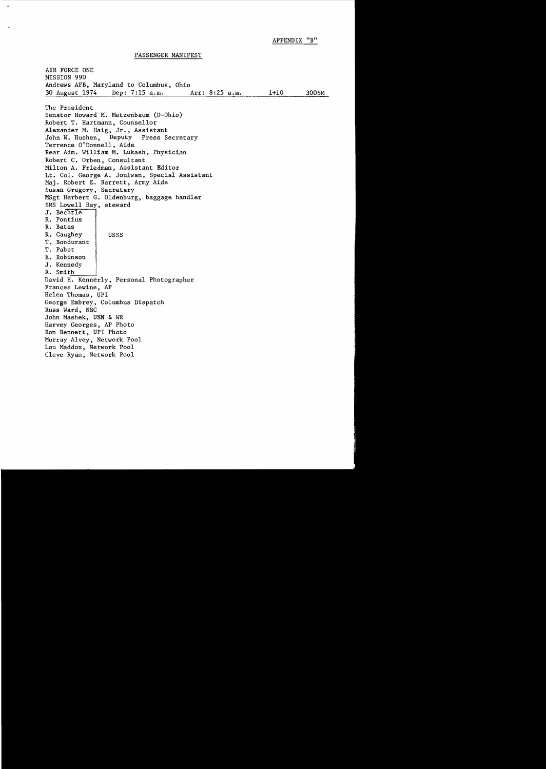APPENDIX "B"

PASSENGER MANIFEST

AIR FORCE ONE
MISSION 990
Andrews AFB, Maryland to Columbus, Ohio

| 30 August 1974 | Dep: 7:15 a.m. | Arr: 8:25 a.m. | 1+10 | 300SM |
|---|---|---|---|---|

The President
Senator Howard M. Metzenbaum (D-Ohio)
Robert T. Hartmann, Counsellor
Alexander M. Haig, Jr., Assistant
John W. Hushen, Deputy Press Secretary
Terrence O'Donnell, Aide
Rear Adm. William M. Lukash, Physician
Robert C. Orben, Consultant
Milton A. Friedman, Assistant Editor
Lt. Col. George A. Joulwan, Special Assistant
Maj. Robert E. Barrett, Army Aide
Susan Gregory, Secretary
MSgt Herbert G. Oldenburg, baggage handler
SMS Lowell Ray, steward

| Name | |
|---|---|
| J. Bechtle | USSS |
| R. Pontius | |
| R. Bates | |
| R. Caughey | |
| T. Bondurant | |
| T. Pabst | |
| E. Robinson | |
| J. Kennedy | |
| R. Smith | |

David H. Kennerly, Personal Photographer
Frances Lewine, AP
Helen Thomas, UPI
George Embrey, Columbus Dispatch
Russ Ward, NBC
John Mashek, USN & WR
Harvey Georges, AP Photo
Ron Bennett, UPI Photo
Murray Alvey, Network Pool
Lou Maddox, Network Pool
Cleve Ryan, Network Pool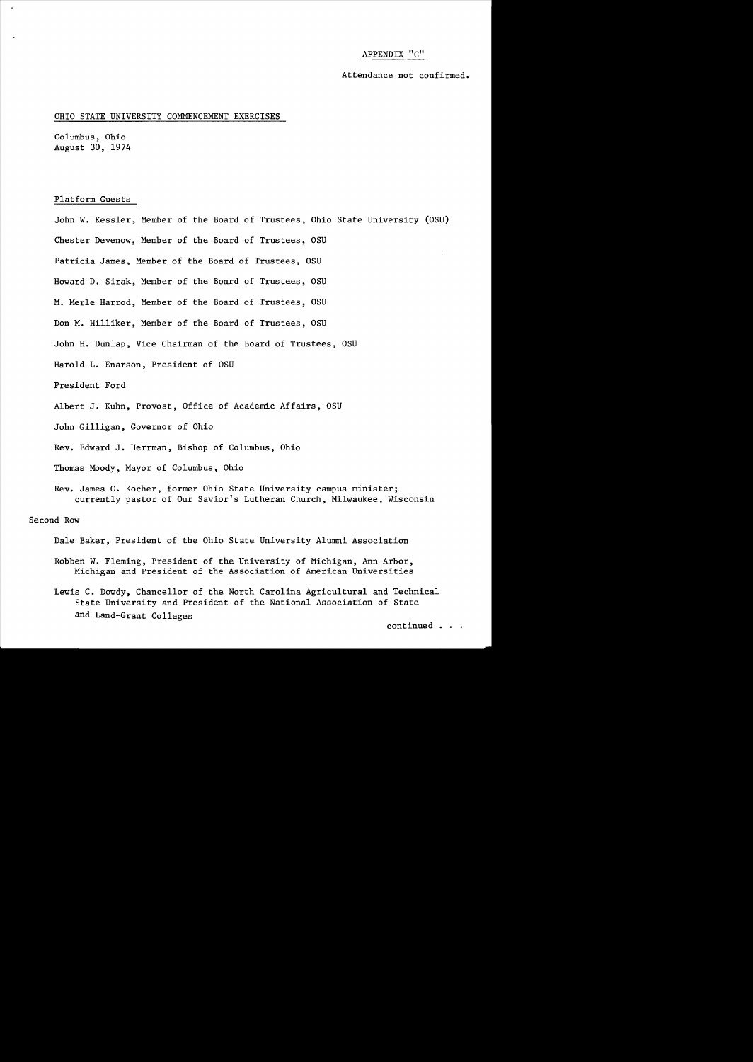APPENDIX "C"

Attendance not confirmed.

OHIO STATE UNIVERSITY COMMENCEMENT EXERCISES

Columbus, Ohio
August 30, 1974

Platform Guests

John W. Kessler, Member of the Board of Trustees, Ohio State University (OSU)

Chester Devenow, Member of the Board of Trustees, OSU

Patricia James, Member of the Board of Trustees, OSU

Howard D. Sirak, Member of the Board of Trustees, OSU

M. Merle Harrod, Member of the Board of Trustees, OSU

Don M. Hilliker, Member of the Board of Trustees, OSU

John H. Dunlap, Vice Chairman of the Board of Trustees, OSU

Harold L. Enarson, President of OSU

President Ford

Albert J. Kuhn, Provost, Office of Academic Affairs, OSU

John Gilligan, Governor of Ohio

Rev. Edward J. Herrman, Bishop of Columbus, Ohio

Thomas Moody, Mayor of Columbus, Ohio

Rev. James C. Kocher, former Ohio State University campus minister; currently pastor of Our Savior's Lutheran Church, Milwaukee, Wisconsin

Second Row

Dale Baker, President of the Ohio State University Alumni Association

Robben W. Fleming, President of the University of Michigan, Ann Arbor, Michigan and President of the Association of American Universities

Lewis C. Dowdy, Chancellor of the North Carolina Agricultural and Technical State University and President of the National Association of State and Land-Grant Colleges

continued . . .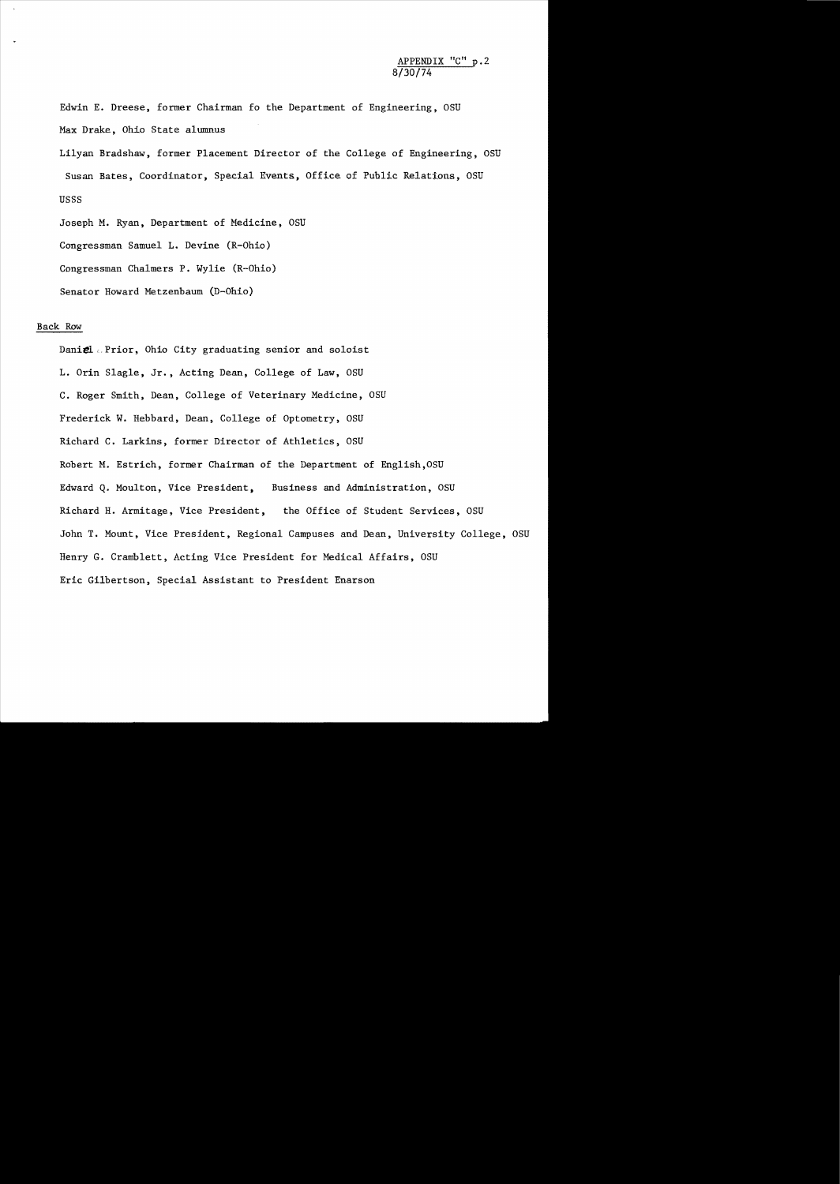APPENDIX "C" p.2
8/30/74

Edwin E. Dreese, former Chairman fo the Department of Engineering, OSU

Max Drake, Ohio State alumnus

Lilyan Bradshaw, former Placement Director of the College of Engineering, OSU

Susan Bates, Coordinator, Special Events, Office of Public Relations, OSU

USSS

Joseph M. Ryan, Department of Medicine, OSU

Congressman Samuel L. Devine (R-Ohio)

Congressman Chalmers P. Wylie (R-Ohio)

Senator Howard Metzenbaum (D-Ohio)

Back Row

Daniel Prior, Ohio City graduating senior and soloist

L. Orin Slagle, Jr., Acting Dean, College of Law, OSU

C. Roger Smith, Dean, College of Veterinary Medicine, OSU

Frederick W. Hebbard, Dean, College of Optometry, OSU

Richard C. Larkins, former Director of Athletics, OSU

Robert M. Estrich, former Chairman of the Department of English,OSU

Edward Q. Moulton, Vice President, Business and Administration, OSU

Richard H. Armitage, Vice President, the Office of Student Services, OSU

John T. Mount, Vice President, Regional Campuses and Dean, University College, OSU

Henry G. Cramblett, Acting Vice President for Medical Affairs, OSU

Eric Gilbertson, Special Assistant to President Enarson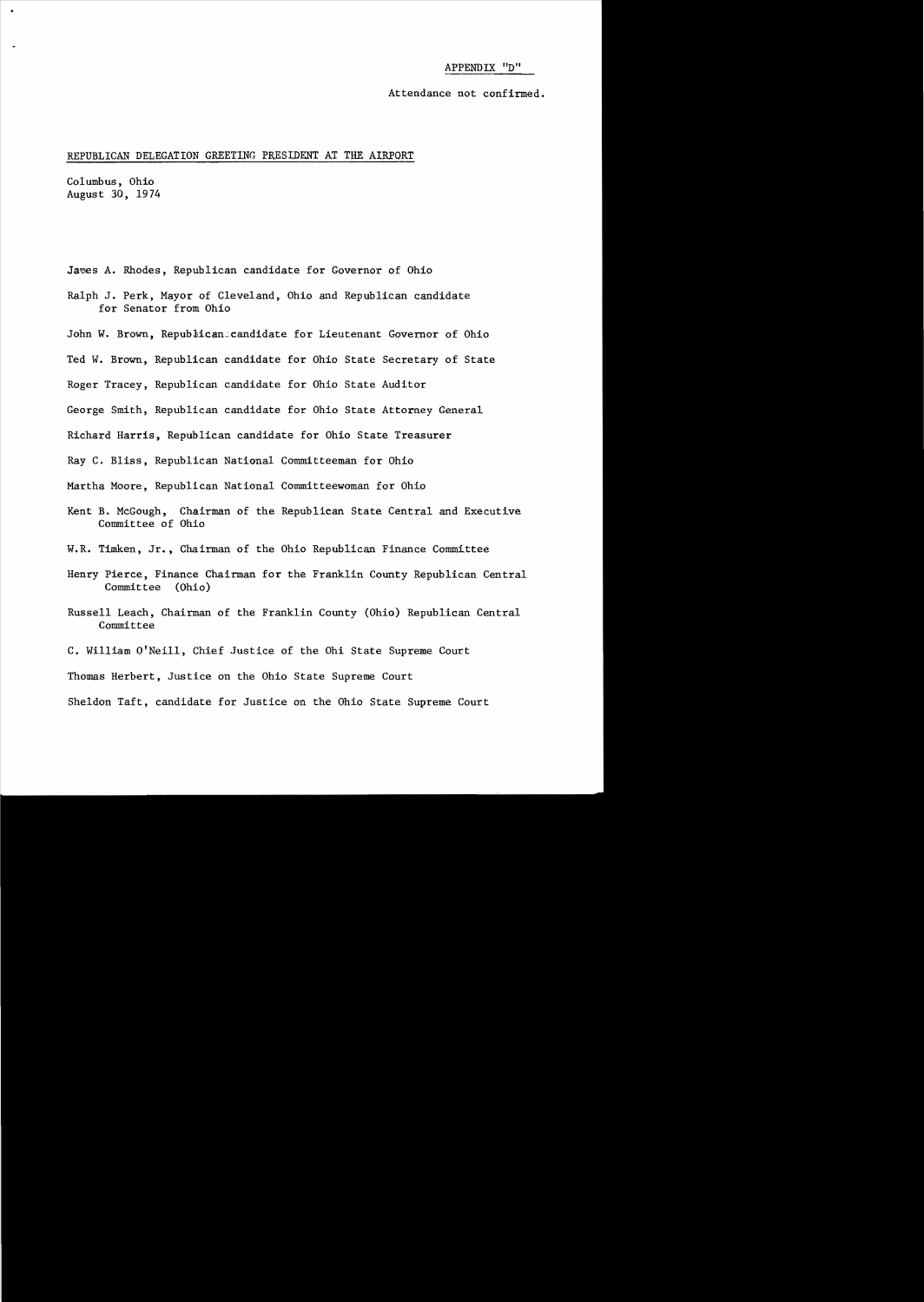APPENDIX "D"

Attendance not confirmed.

REPUBLICAN DELEGATION GREETING PRESIDENT AT THE AIRPORT

Columbus, Ohio
August 30, 1974

James A. Rhodes, Republican candidate for Governor of Ohio

Ralph J. Perk, Mayor of Cleveland, Ohio and Republican candidate for Senator from Ohio

John W. Brown, Republican candidate for Lieutenant Governor of Ohio

Ted W. Brown, Republican candidate for Ohio State Secretary of State

Roger Tracey, Republican candidate for Ohio State Auditor

George Smith, Republican candidate for Ohio State Attorney General

Richard Harris, Republican candidate for Ohio State Treasurer

Ray C. Bliss, Republican National Committeeman for Ohio

Martha Moore, Republican National Committeewoman for Ohio

Kent B. McGough, Chairman of the Republican State Central and Executive Committee of Ohio

W.R. Timken, Jr., Chairman of the Ohio Republican Finance Committee

Henry Pierce, Finance Chairman for the Franklin County Republican Central Committee (Ohio)

Russell Leach, Chairman of the Franklin County (Ohio) Republican Central Committee

C. William O'Neill, Chief Justice of the Ohi State Supreme Court

Thomas Herbert, Justice on the Ohio State Supreme Court

Sheldon Taft, candidate for Justice on the Ohio State Supreme Court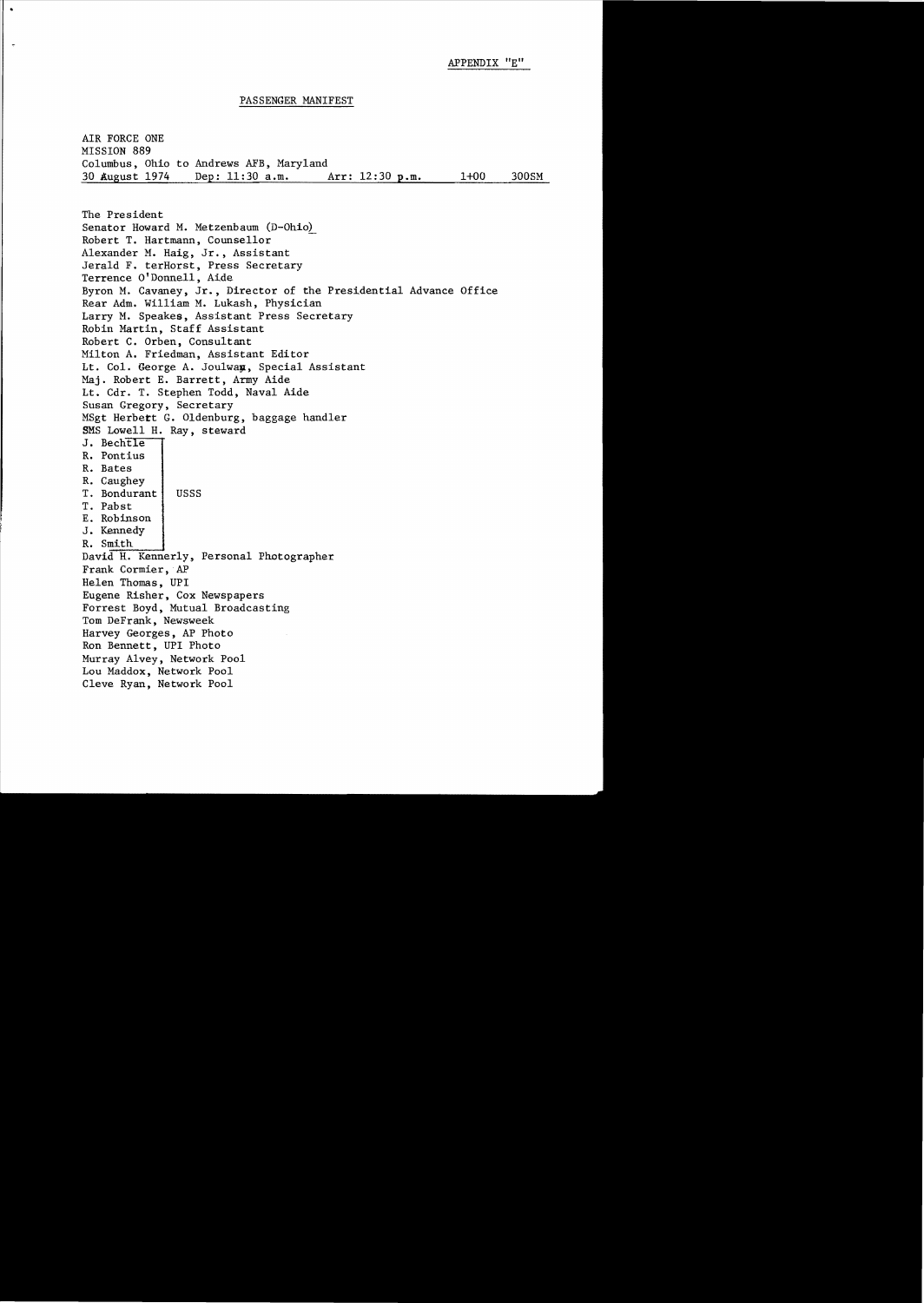APPENDIX "E"

## PASSENGER MANIFEST

AIR FORCE ONE
MISSION 889
Columbus, Ohio to Andrews AFB, Maryland
30 August 1974 Dep: 11:30 a.m. Arr: 12:30 p.m. 1+00 300SM

The President
Senator Howard M. Metzenbaum (D-Ohio)
Robert T. Hartmann, Counsellor
Alexander M. Haig, Jr., Assistant
Jerald F. terHorst, Press Secretary
Terrence O'Donnell, Aide
Byron M. Cavaney, Jr., Director of the Presidential Advance Office
Rear Adm. William M. Lukash, Physician
Larry M. Speakes, Assistant Press Secretary
Robin Martin, Staff Assistant
Robert C. Orben, Consultant
Milton A. Friedman, Assistant Editor
Lt. Col. George A. Joulwan, Special Assistant
Maj. Robert E. Barrett, Army Aide
Lt. Cdr. T. Stephen Todd, Naval Aide
Susan Gregory, Secretary
MSgt Herbert G. Oldenburg, baggage handler
SMS Lowell H. Ray, steward

| Name | |
|---|---|
| J. Bechtle | USSS |
| R. Pontius | |
| R. Bates | |
| R. Caughey | |
| T. Bondurant | |
| T. Pabst | |
| E. Robinson | |
| J. Kennedy | |
| R. Smith | |

David H. Kennerly, Personal Photographer
Frank Cormier, AP
Helen Thomas, UPI
Eugene Risher, Cox Newspapers
Forrest Boyd, Mutual Broadcasting
Tom DeFrank, Newsweek
Harvey Georges, AP Photo
Ron Bennett, UPI Photo
Murray Alvey, Network Pool
Lou Maddox, Network Pool
Cleve Ryan, Network Pool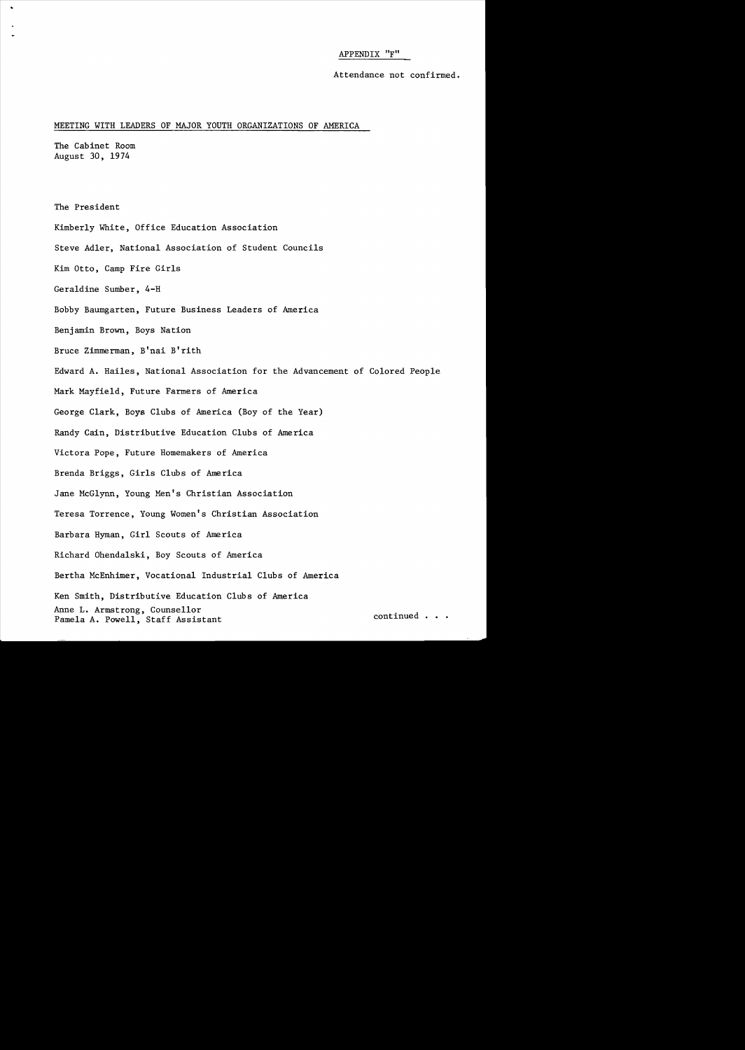APPENDIX "F"

Attendance not confirmed.

MEETING WITH LEADERS OF MAJOR YOUTH ORGANIZATIONS OF AMERICA

The Cabinet Room
August 30, 1974

The President

Kimberly White, Office Education Association

Steve Adler, National Association of Student Councils

Kim Otto, Camp Fire Girls

Geraldine Sumber, 4-H

Bobby Baumgarten, Future Business Leaders of America

Benjamin Brown, Boys Nation

Bruce Zimmerman, B'nai B'rith

Edward A. Hailes, National Association for the Advancement of Colored People

Mark Mayfield, Future Farmers of America

George Clark, Boys Clubs of America (Boy of the Year)

Randy Cain, Distributive Education Clubs of America

Victora Pope, Future Homemakers of America

Brenda Briggs, Girls Clubs of America

Jane McGlynn, Young Men's Christian Association

Teresa Torrence, Young Women's Christian Association

Barbara Hyman, Girl Scouts of America

Richard Ohendalski, Boy Scouts of America

Bertha McEnhimer, Vocational Industrial Clubs of America

Ken Smith, Distributive Education Clubs of America

Anne L. Armstrong, Counsellor
Pamela A. Powell, Staff Assistant

continued . . .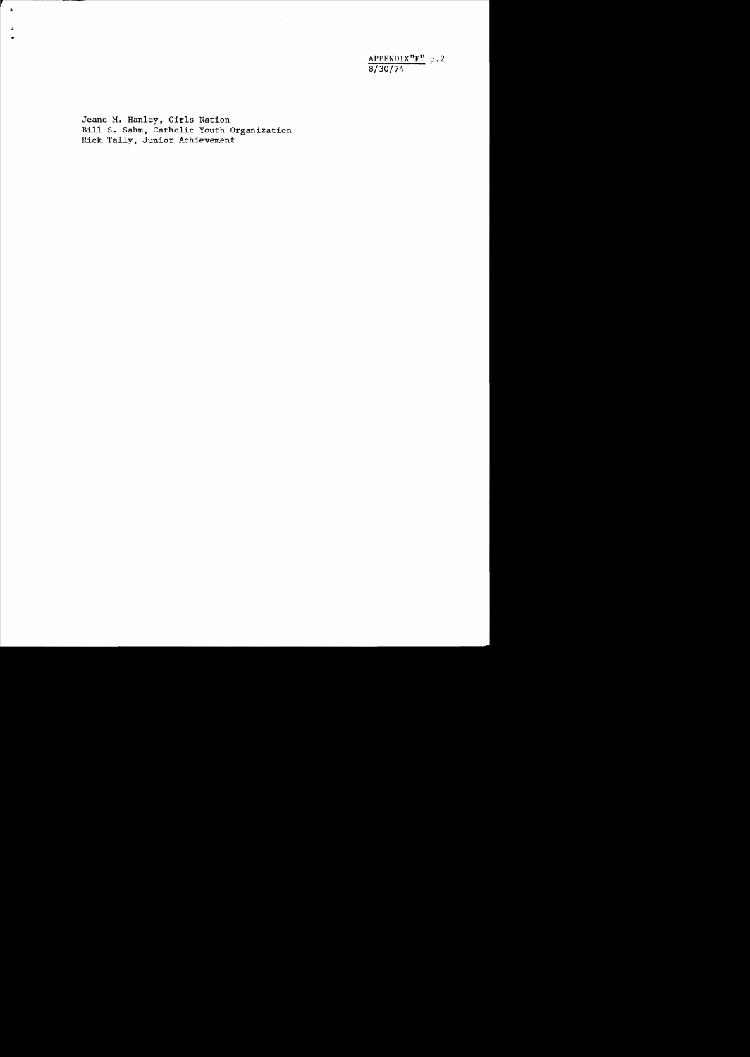APPENDIX"F" p.2
8/30/74

Jeane M. Hanley, Girls Nation
Bill S. Sahm, Catholic Youth Organization
Rick Tally, Junior Achievement